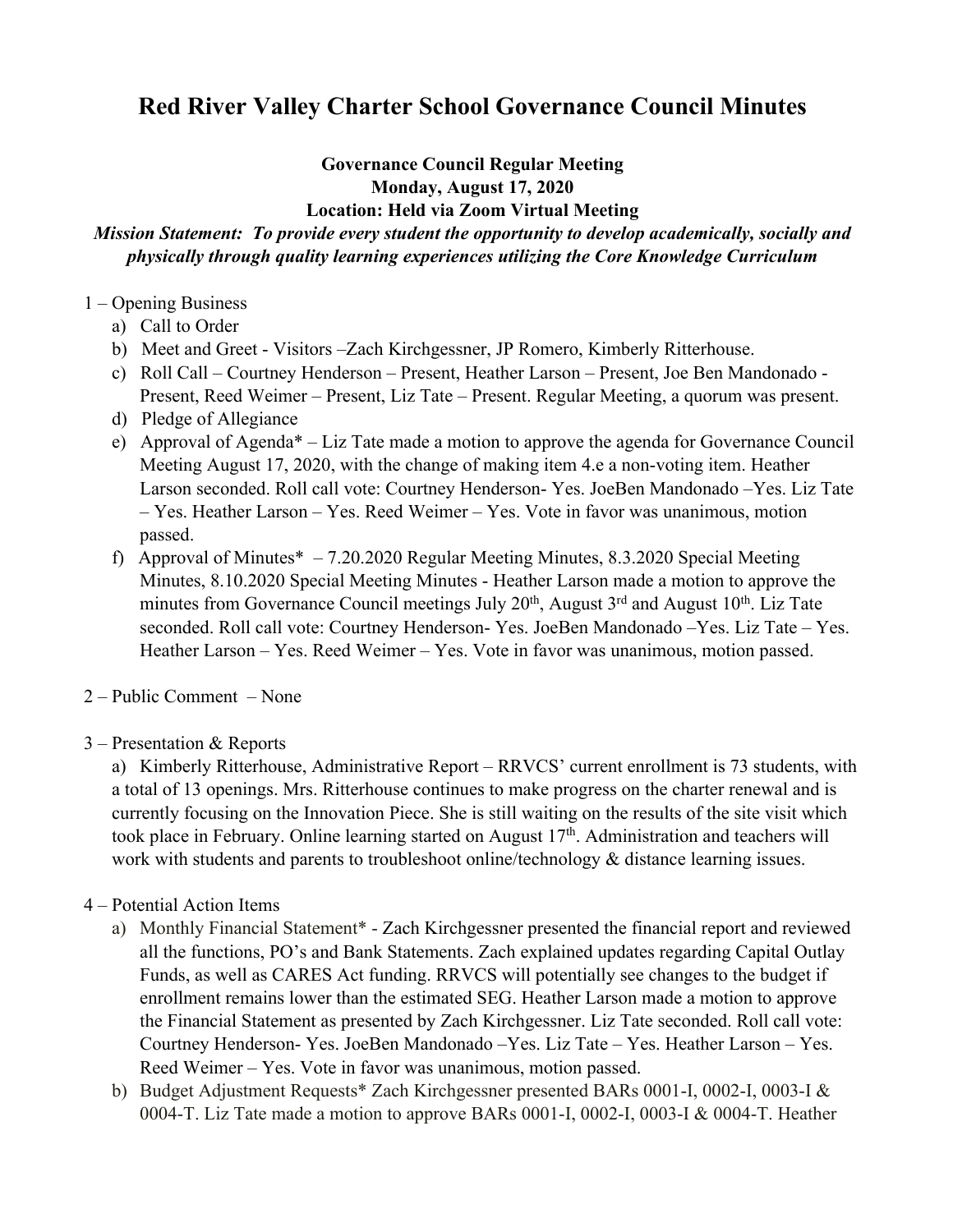# Red River Valley Charter School Governance Council Minutes

**Governance Council Regular Meeting**
**Monday, August 17, 2020**
**Location: Held via Zoom Virtual Meeting**

***Mission Statement: To provide every student the opportunity to develop academically, socially and physically through quality learning experiences utilizing the Core Knowledge Curriculum***

1 – Opening Business

a) Call to Order
b) Meet and Greet - Visitors –Zach Kirchgessner, JP Romero, Kimberly Ritterhouse.
c) Roll Call – Courtney Henderson – Present, Heather Larson – Present, Joe Ben Mandonado - Present, Reed Weimer – Present, Liz Tate – Present. Regular Meeting, a quorum was present.
d) Pledge of Allegiance
e) Approval of Agenda* – Liz Tate made a motion to approve the agenda for Governance Council Meeting August 17, 2020, with the change of making item 4.e a non-voting item. Heather Larson seconded. Roll call vote: Courtney Henderson- Yes. JoeBen Mandonado –Yes. Liz Tate – Yes. Heather Larson – Yes. Reed Weimer – Yes. Vote in favor was unanimous, motion passed.
f) Approval of Minutes* – 7.20.2020 Regular Meeting Minutes, 8.3.2020 Special Meeting Minutes, 8.10.2020 Special Meeting Minutes - Heather Larson made a motion to approve the minutes from Governance Council meetings July 20th, August 3rd and August 10th. Liz Tate seconded. Roll call vote: Courtney Henderson- Yes. JoeBen Mandonado –Yes. Liz Tate – Yes. Heather Larson – Yes. Reed Weimer – Yes. Vote in favor was unanimous, motion passed.

2 – Public Comment – None

3 – Presentation & Reports

a) Kimberly Ritterhouse, Administrative Report – RRVCS' current enrollment is 73 students, with a total of 13 openings. Mrs. Ritterhouse continues to make progress on the charter renewal and is currently focusing on the Innovation Piece. She is still waiting on the results of the site visit which took place in February. Online learning started on August 17th. Administration and teachers will work with students and parents to troubleshoot online/technology & distance learning issues.

4 – Potential Action Items

a) Monthly Financial Statement* - Zach Kirchgessner presented the financial report and reviewed all the functions, PO's and Bank Statements. Zach explained updates regarding Capital Outlay Funds, as well as CARES Act funding. RRVCS will potentially see changes to the budget if enrollment remains lower than the estimated SEG. Heather Larson made a motion to approve the Financial Statement as presented by Zach Kirchgessner. Liz Tate seconded. Roll call vote: Courtney Henderson- Yes. JoeBen Mandonado –Yes. Liz Tate – Yes. Heather Larson – Yes. Reed Weimer – Yes. Vote in favor was unanimous, motion passed.
b) Budget Adjustment Requests* Zach Kirchgessner presented BARs 0001-I, 0002-I, 0003-I & 0004-T. Liz Tate made a motion to approve BARs 0001-I, 0002-I, 0003-I & 0004-T. Heather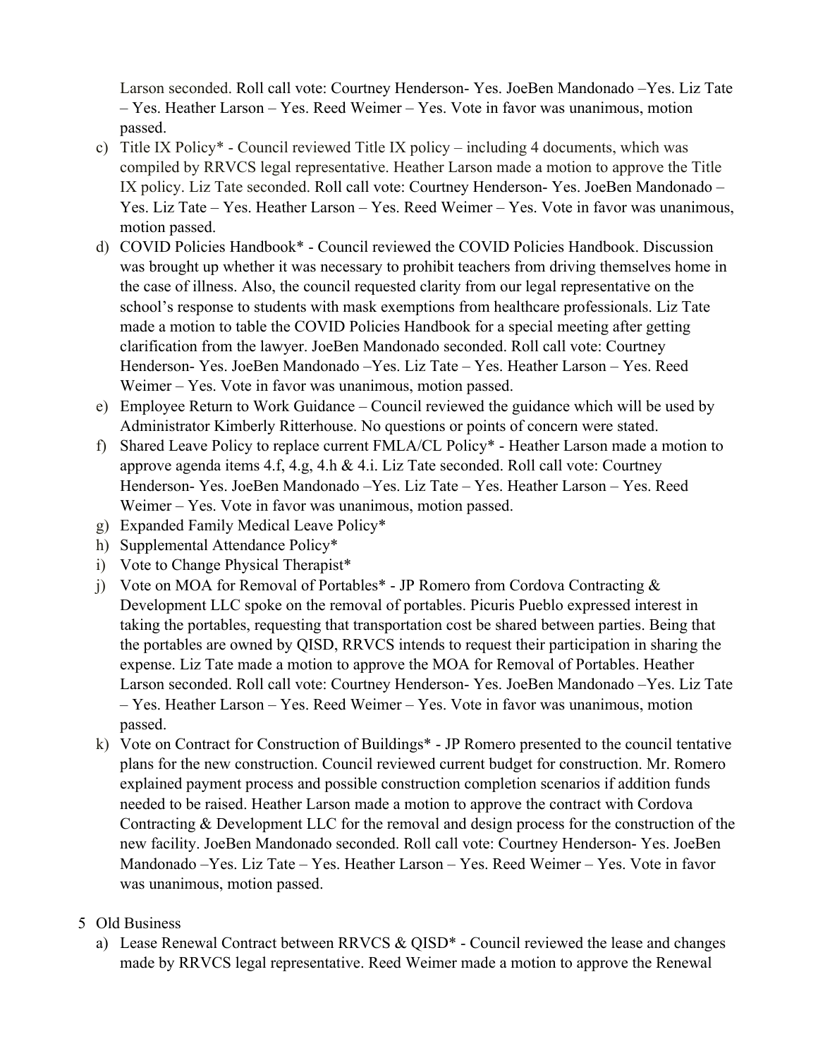Larson seconded. Roll call vote: Courtney Henderson- Yes. JoeBen Mandonado –Yes. Liz Tate – Yes. Heather Larson – Yes. Reed Weimer – Yes. Vote in favor was unanimous, motion passed.

c) Title IX Policy* - Council reviewed Title IX policy – including 4 documents, which was compiled by RRVCS legal representative. Heather Larson made a motion to approve the Title IX policy. Liz Tate seconded. Roll call vote: Courtney Henderson- Yes. JoeBen Mandonado – Yes. Liz Tate – Yes. Heather Larson – Yes. Reed Weimer – Yes. Vote in favor was unanimous, motion passed.

d) COVID Policies Handbook* - Council reviewed the COVID Policies Handbook. Discussion was brought up whether it was necessary to prohibit teachers from driving themselves home in the case of illness. Also, the council requested clarity from our legal representative on the school's response to students with mask exemptions from healthcare professionals. Liz Tate made a motion to table the COVID Policies Handbook for a special meeting after getting clarification from the lawyer. JoeBen Mandonado seconded. Roll call vote: Courtney Henderson- Yes. JoeBen Mandonado –Yes. Liz Tate – Yes. Heather Larson – Yes. Reed Weimer – Yes. Vote in favor was unanimous, motion passed.

e) Employee Return to Work Guidance – Council reviewed the guidance which will be used by Administrator Kimberly Ritterhouse. No questions or points of concern were stated.

f) Shared Leave Policy to replace current FMLA/CL Policy* - Heather Larson made a motion to approve agenda items 4.f, 4.g, 4.h & 4.i. Liz Tate seconded. Roll call vote: Courtney Henderson- Yes. JoeBen Mandonado –Yes. Liz Tate – Yes. Heather Larson – Yes. Reed Weimer – Yes. Vote in favor was unanimous, motion passed.

g) Expanded Family Medical Leave Policy*

h) Supplemental Attendance Policy*

i) Vote to Change Physical Therapist*

j) Vote on MOA for Removal of Portables* - JP Romero from Cordova Contracting & Development LLC spoke on the removal of portables. Picuris Pueblo expressed interest in taking the portables, requesting that transportation cost be shared between parties. Being that the portables are owned by QISD, RRVCS intends to request their participation in sharing the expense. Liz Tate made a motion to approve the MOA for Removal of Portables. Heather Larson seconded. Roll call vote: Courtney Henderson- Yes. JoeBen Mandonado –Yes. Liz Tate – Yes. Heather Larson – Yes. Reed Weimer – Yes. Vote in favor was unanimous, motion passed.

k) Vote on Contract for Construction of Buildings* - JP Romero presented to the council tentative plans for the new construction. Council reviewed current budget for construction. Mr. Romero explained payment process and possible construction completion scenarios if addition funds needed to be raised. Heather Larson made a motion to approve the contract with Cordova Contracting & Development LLC for the removal and design process for the construction of the new facility. JoeBen Mandonado seconded. Roll call vote: Courtney Henderson- Yes. JoeBen Mandonado –Yes. Liz Tate – Yes. Heather Larson – Yes. Reed Weimer – Yes. Vote in favor was unanimous, motion passed.

5 Old Business

a) Lease Renewal Contract between RRVCS & QISD* - Council reviewed the lease and changes made by RRVCS legal representative. Reed Weimer made a motion to approve the Renewal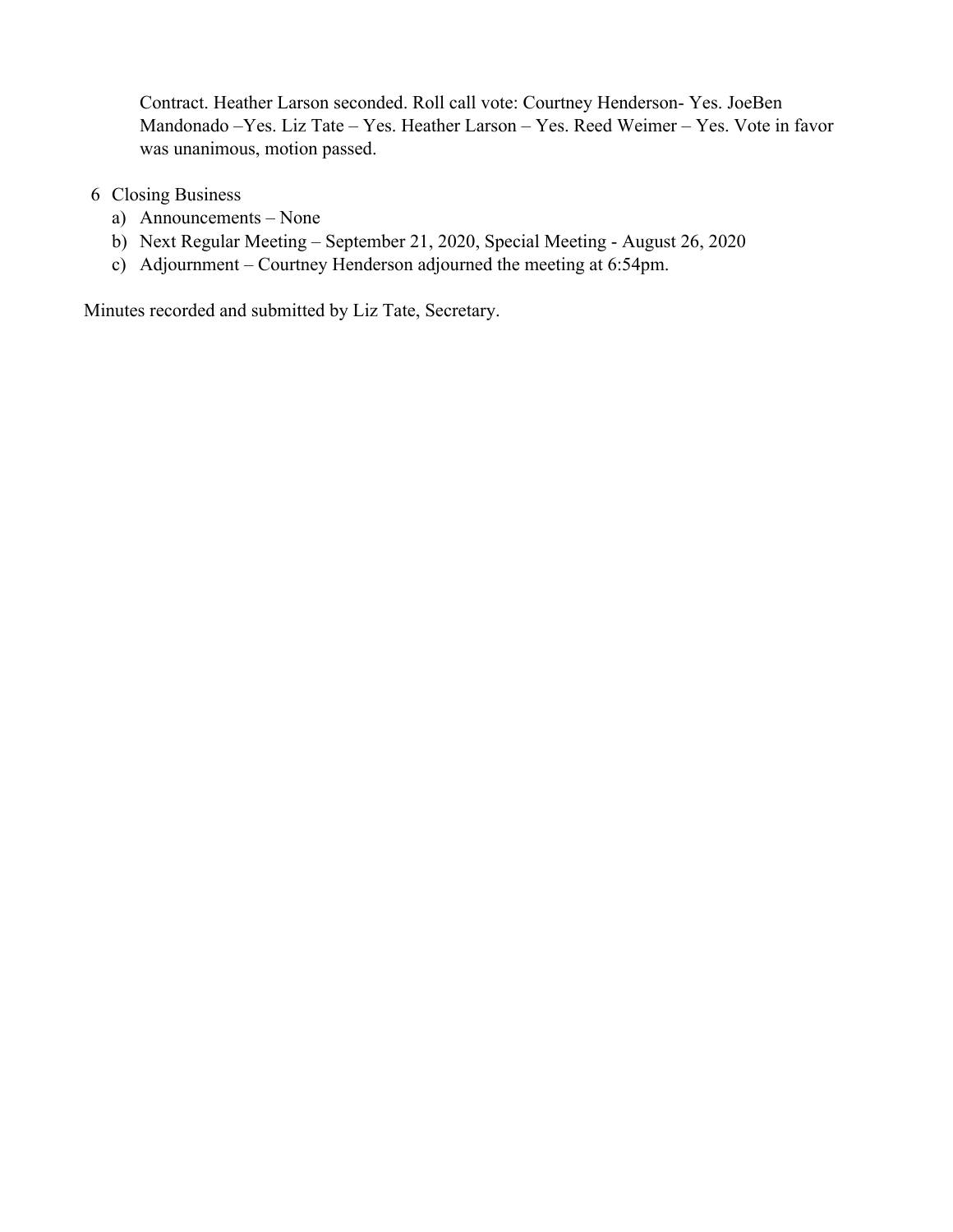Contract. Heather Larson seconded. Roll call vote: Courtney Henderson- Yes. JoeBen Mandonado –Yes. Liz Tate – Yes. Heather Larson – Yes. Reed Weimer – Yes. Vote in favor was unanimous, motion passed.

6 Closing Business
   a) Announcements – None
   b) Next Regular Meeting – September 21, 2020, Special Meeting - August 26, 2020
   c) Adjournment – Courtney Henderson adjourned the meeting at 6:54pm.

Minutes recorded and submitted by Liz Tate, Secretary.